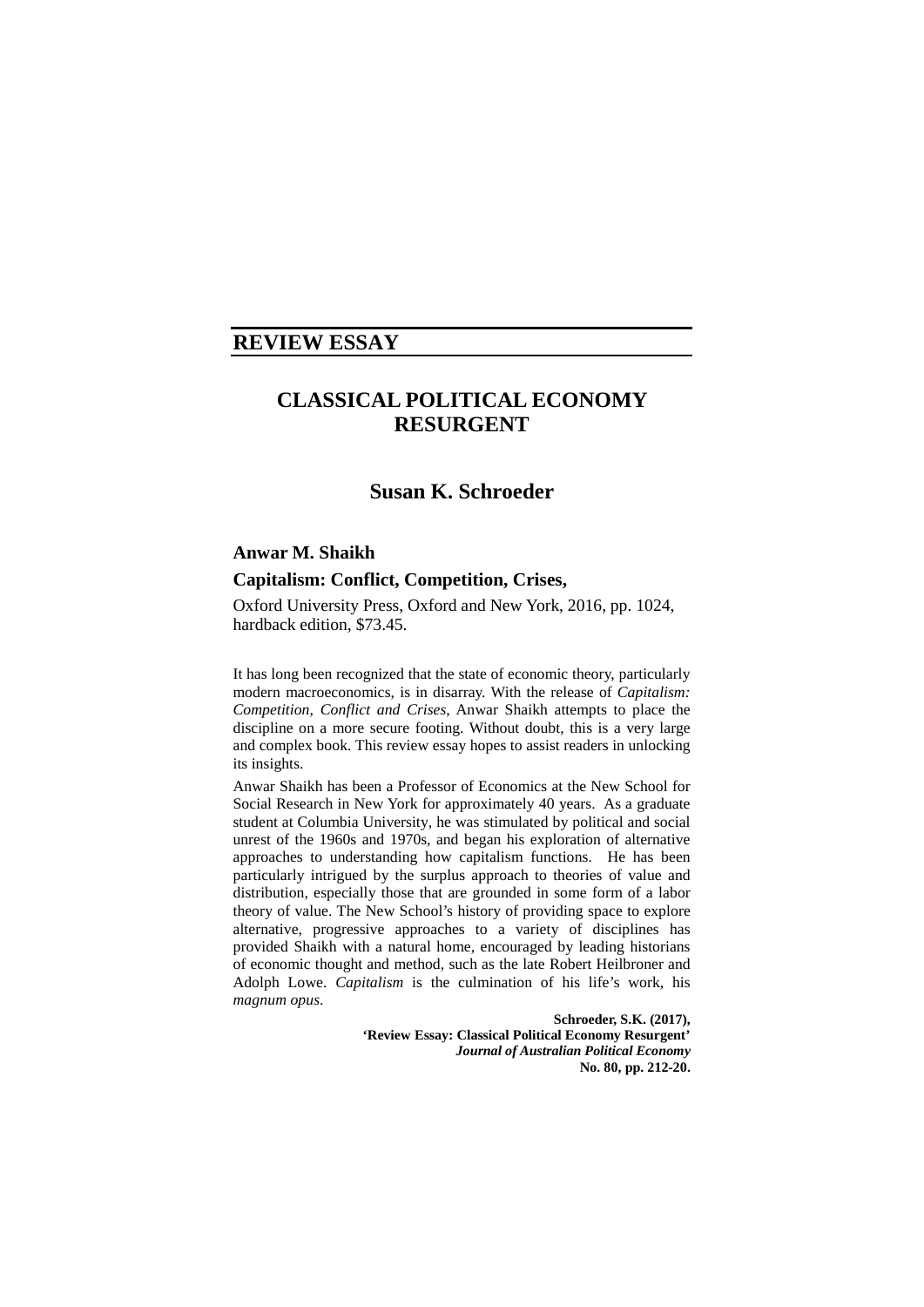## REVIEW ESSAY

# CLASSICAL POLITICAL ECONOMY RESURGENT

## Susan K. Schroeder

**Anwar M. Shaikh**

**Capitalism: Conflict, Competition, Crises,**

Oxford University Press, Oxford and New York, 2016, pp. 1024, hardback edition, $73.45.

It has long been recognized that the state of economic theory, particularly modern macroeconomics, is in disarray. With the release of *Capitalism: Competition, Conflict and Crises*, Anwar Shaikh attempts to place the discipline on a more secure footing. Without doubt, this is a very large and complex book. This review essay hopes to assist readers in unlocking its insights.

Anwar Shaikh has been a Professor of Economics at the New School for Social Research in New York for approximately 40 years. As a graduate student at Columbia University, he was stimulated by political and social unrest of the 1960s and 1970s, and began his exploration of alternative approaches to understanding how capitalism functions. He has been particularly intrigued by the surplus approach to theories of value and distribution, especially those that are grounded in some form of a labor theory of value. The New School's history of providing space to explore alternative, progressive approaches to a variety of disciplines has provided Shaikh with a natural home, encouraged by leading historians of economic thought and method, such as the late Robert Heilbroner and Adolph Lowe. *Capitalism* is the culmination of his life's work, his *magnum opus*.

**Schroeder, S.K. (2017),**
**'Review Essay: Classical Political Economy Resurgent'**
***Journal of Australian Political Economy***
**No. 80, pp. 212-20.**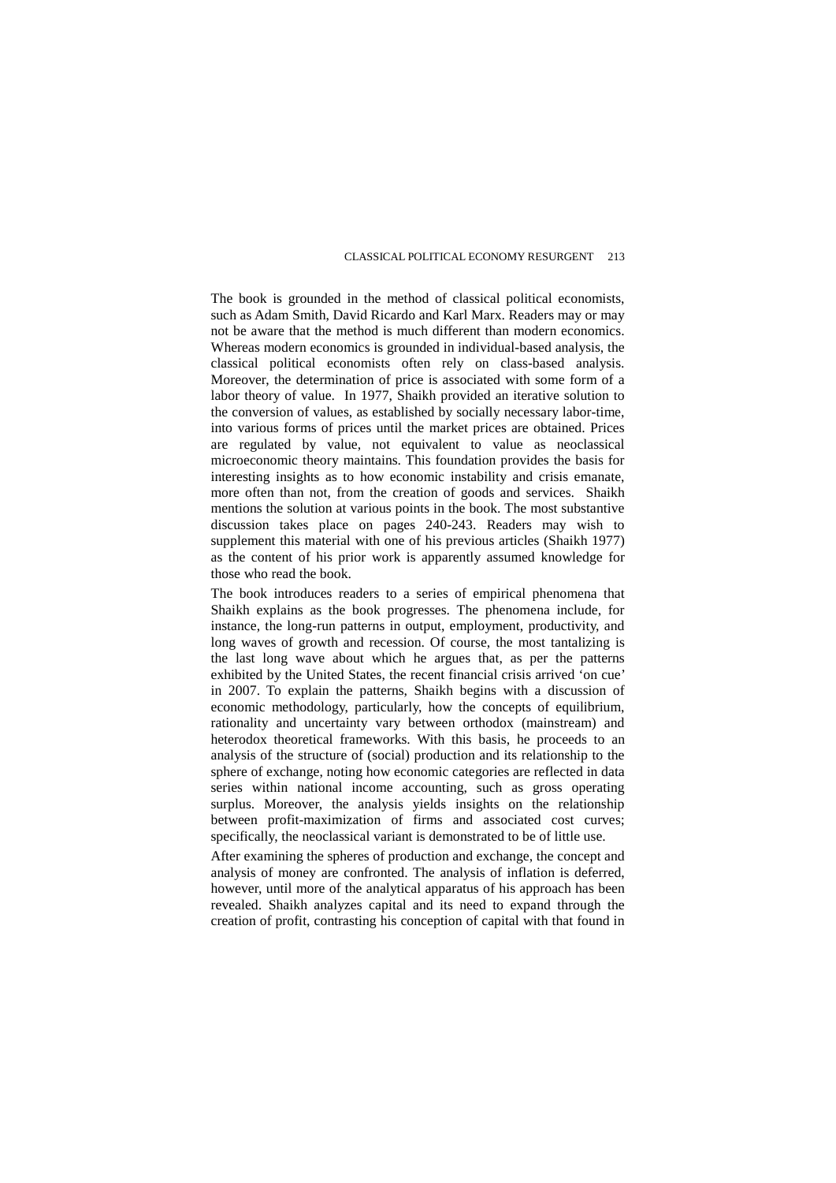The book is grounded in the method of classical political economists, such as Adam Smith, David Ricardo and Karl Marx. Readers may or may not be aware that the method is much different than modern economics. Whereas modern economics is grounded in individual-based analysis, the classical political economists often rely on class-based analysis. Moreover, the determination of price is associated with some form of a labor theory of value. In 1977, Shaikh provided an iterative solution to the conversion of values, as established by socially necessary labor-time, into various forms of prices until the market prices are obtained. Prices are regulated by value, not equivalent to value as neoclassical microeconomic theory maintains. This foundation provides the basis for interesting insights as to how economic instability and crisis emanate, more often than not, from the creation of goods and services. Shaikh mentions the solution at various points in the book. The most substantive discussion takes place on pages 240-243. Readers may wish to supplement this material with one of his previous articles (Shaikh 1977) as the content of his prior work is apparently assumed knowledge for those who read the book.

The book introduces readers to a series of empirical phenomena that Shaikh explains as the book progresses. The phenomena include, for instance, the long-run patterns in output, employment, productivity, and long waves of growth and recession. Of course, the most tantalizing is the last long wave about which he argues that, as per the patterns exhibited by the United States, the recent financial crisis arrived 'on cue' in 2007. To explain the patterns, Shaikh begins with a discussion of economic methodology, particularly, how the concepts of equilibrium, rationality and uncertainty vary between orthodox (mainstream) and heterodox theoretical frameworks. With this basis, he proceeds to an analysis of the structure of (social) production and its relationship to the sphere of exchange, noting how economic categories are reflected in data series within national income accounting, such as gross operating surplus. Moreover, the analysis yields insights on the relationship between profit-maximization of firms and associated cost curves; specifically, the neoclassical variant is demonstrated to be of little use.

After examining the spheres of production and exchange, the concept and analysis of money are confronted. The analysis of inflation is deferred, however, until more of the analytical apparatus of his approach has been revealed. Shaikh analyzes capital and its need to expand through the creation of profit, contrasting his conception of capital with that found in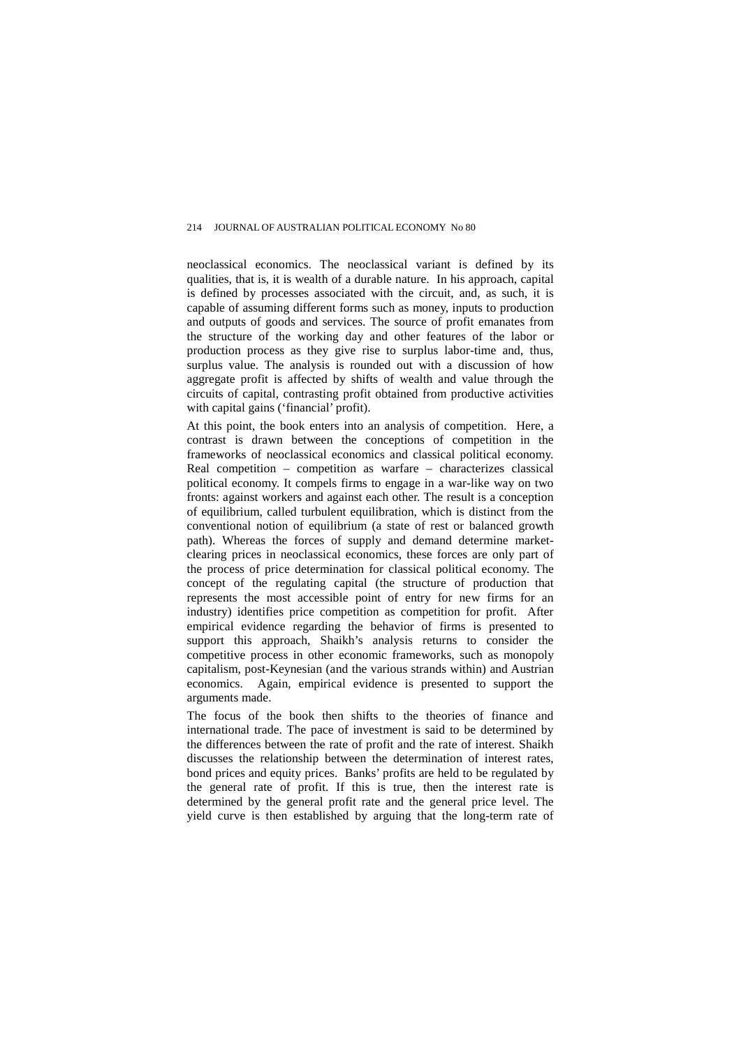neoclassical economics. The neoclassical variant is defined by its qualities, that is, it is wealth of a durable nature. In his approach, capital is defined by processes associated with the circuit, and, as such, it is capable of assuming different forms such as money, inputs to production and outputs of goods and services. The source of profit emanates from the structure of the working day and other features of the labor or production process as they give rise to surplus labor-time and, thus, surplus value. The analysis is rounded out with a discussion of how aggregate profit is affected by shifts of wealth and value through the circuits of capital, contrasting profit obtained from productive activities with capital gains ('financial' profit).

At this point, the book enters into an analysis of competition. Here, a contrast is drawn between the conceptions of competition in the frameworks of neoclassical economics and classical political economy. Real competition – competition as warfare – characterizes classical political economy. It compels firms to engage in a war-like way on two fronts: against workers and against each other. The result is a conception of equilibrium, called turbulent equilibration, which is distinct from the conventional notion of equilibrium (a state of rest or balanced growth path). Whereas the forces of supply and demand determine market-clearing prices in neoclassical economics, these forces are only part of the process of price determination for classical political economy. The concept of the regulating capital (the structure of production that represents the most accessible point of entry for new firms for an industry) identifies price competition as competition for profit. After empirical evidence regarding the behavior of firms is presented to support this approach, Shaikh's analysis returns to consider the competitive process in other economic frameworks, such as monopoly capitalism, post-Keynesian (and the various strands within) and Austrian economics. Again, empirical evidence is presented to support the arguments made.

The focus of the book then shifts to the theories of finance and international trade. The pace of investment is said to be determined by the differences between the rate of profit and the rate of interest. Shaikh discusses the relationship between the determination of interest rates, bond prices and equity prices. Banks' profits are held to be regulated by the general rate of profit. If this is true, then the interest rate is determined by the general profit rate and the general price level. The yield curve is then established by arguing that the long-term rate of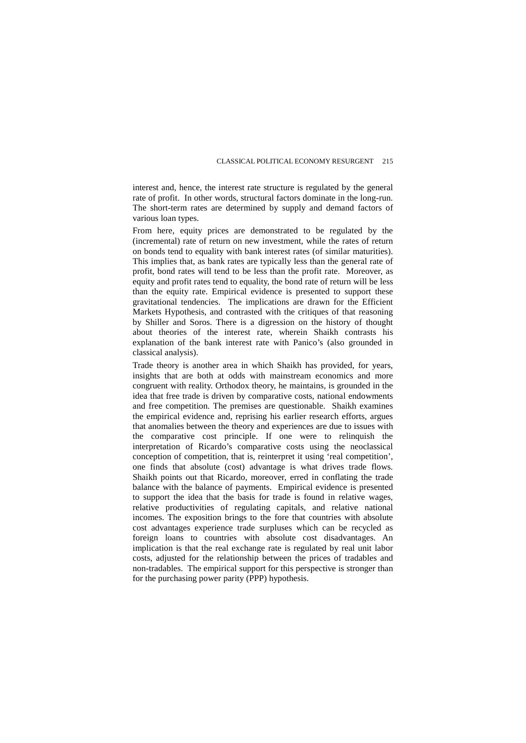interest and, hence, the interest rate structure is regulated by the general rate of profit. In other words, structural factors dominate in the long-run. The short-term rates are determined by supply and demand factors of various loan types.

From here, equity prices are demonstrated to be regulated by the (incremental) rate of return on new investment, while the rates of return on bonds tend to equality with bank interest rates (of similar maturities). This implies that, as bank rates are typically less than the general rate of profit, bond rates will tend to be less than the profit rate. Moreover, as equity and profit rates tend to equality, the bond rate of return will be less than the equity rate. Empirical evidence is presented to support these gravitational tendencies. The implications are drawn for the Efficient Markets Hypothesis, and contrasted with the critiques of that reasoning by Shiller and Soros. There is a digression on the history of thought about theories of the interest rate, wherein Shaikh contrasts his explanation of the bank interest rate with Panico's (also grounded in classical analysis).

Trade theory is another area in which Shaikh has provided, for years, insights that are both at odds with mainstream economics and more congruent with reality. Orthodox theory, he maintains, is grounded in the idea that free trade is driven by comparative costs, national endowments and free competition. The premises are questionable. Shaikh examines the empirical evidence and, reprising his earlier research efforts, argues that anomalies between the theory and experiences are due to issues with the comparative cost principle. If one were to relinquish the interpretation of Ricardo's comparative costs using the neoclassical conception of competition, that is, reinterpret it using 'real competition', one finds that absolute (cost) advantage is what drives trade flows. Shaikh points out that Ricardo, moreover, erred in conflating the trade balance with the balance of payments. Empirical evidence is presented to support the idea that the basis for trade is found in relative wages, relative productivities of regulating capitals, and relative national incomes. The exposition brings to the fore that countries with absolute cost advantages experience trade surpluses which can be recycled as foreign loans to countries with absolute cost disadvantages. An implication is that the real exchange rate is regulated by real unit labor costs, adjusted for the relationship between the prices of tradables and non-tradables. The empirical support for this perspective is stronger than for the purchasing power parity (PPP) hypothesis.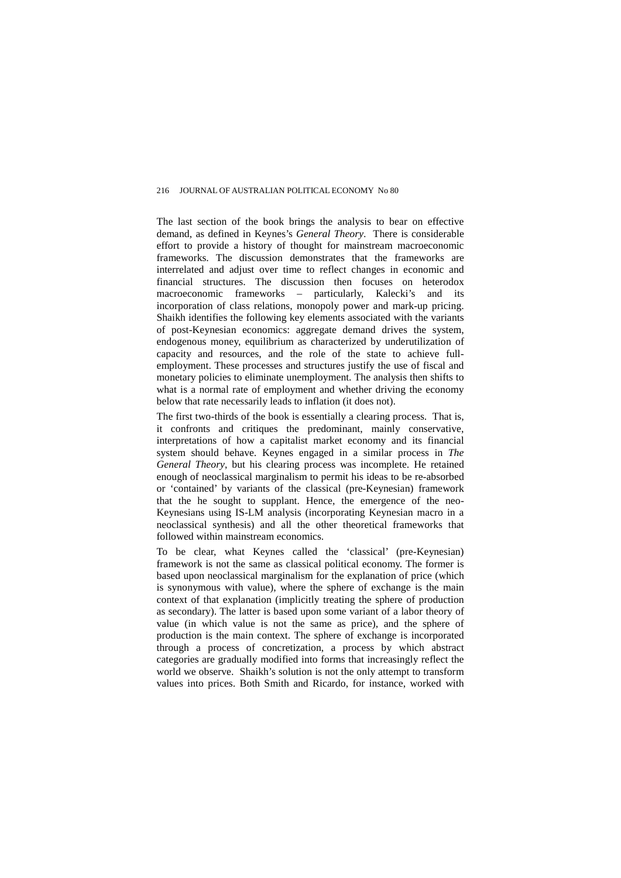The last section of the book brings the analysis to bear on effective demand, as defined in Keynes's *General Theory*. There is considerable effort to provide a history of thought for mainstream macroeconomic frameworks. The discussion demonstrates that the frameworks are interrelated and adjust over time to reflect changes in economic and financial structures. The discussion then focuses on heterodox macroeconomic frameworks – particularly, Kalecki's and its incorporation of class relations, monopoly power and mark-up pricing. Shaikh identifies the following key elements associated with the variants of post-Keynesian economics: aggregate demand drives the system, endogenous money, equilibrium as characterized by underutilization of capacity and resources, and the role of the state to achieve full-employment. These processes and structures justify the use of fiscal and monetary policies to eliminate unemployment. The analysis then shifts to what is a normal rate of employment and whether driving the economy below that rate necessarily leads to inflation (it does not).

The first two-thirds of the book is essentially a clearing process. That is, it confronts and critiques the predominant, mainly conservative, interpretations of how a capitalist market economy and its financial system should behave. Keynes engaged in a similar process in *The General Theory*, but his clearing process was incomplete. He retained enough of neoclassical marginalism to permit his ideas to be re-absorbed or 'contained' by variants of the classical (pre-Keynesian) framework that the he sought to supplant. Hence, the emergence of the neo-Keynesians using IS-LM analysis (incorporating Keynesian macro in a neoclassical synthesis) and all the other theoretical frameworks that followed within mainstream economics.

To be clear, what Keynes called the 'classical' (pre-Keynesian) framework is not the same as classical political economy. The former is based upon neoclassical marginalism for the explanation of price (which is synonymous with value), where the sphere of exchange is the main context of that explanation (implicitly treating the sphere of production as secondary). The latter is based upon some variant of a labor theory of value (in which value is not the same as price), and the sphere of production is the main context. The sphere of exchange is incorporated through a process of concretization, a process by which abstract categories are gradually modified into forms that increasingly reflect the world we observe. Shaikh's solution is not the only attempt to transform values into prices. Both Smith and Ricardo, for instance, worked with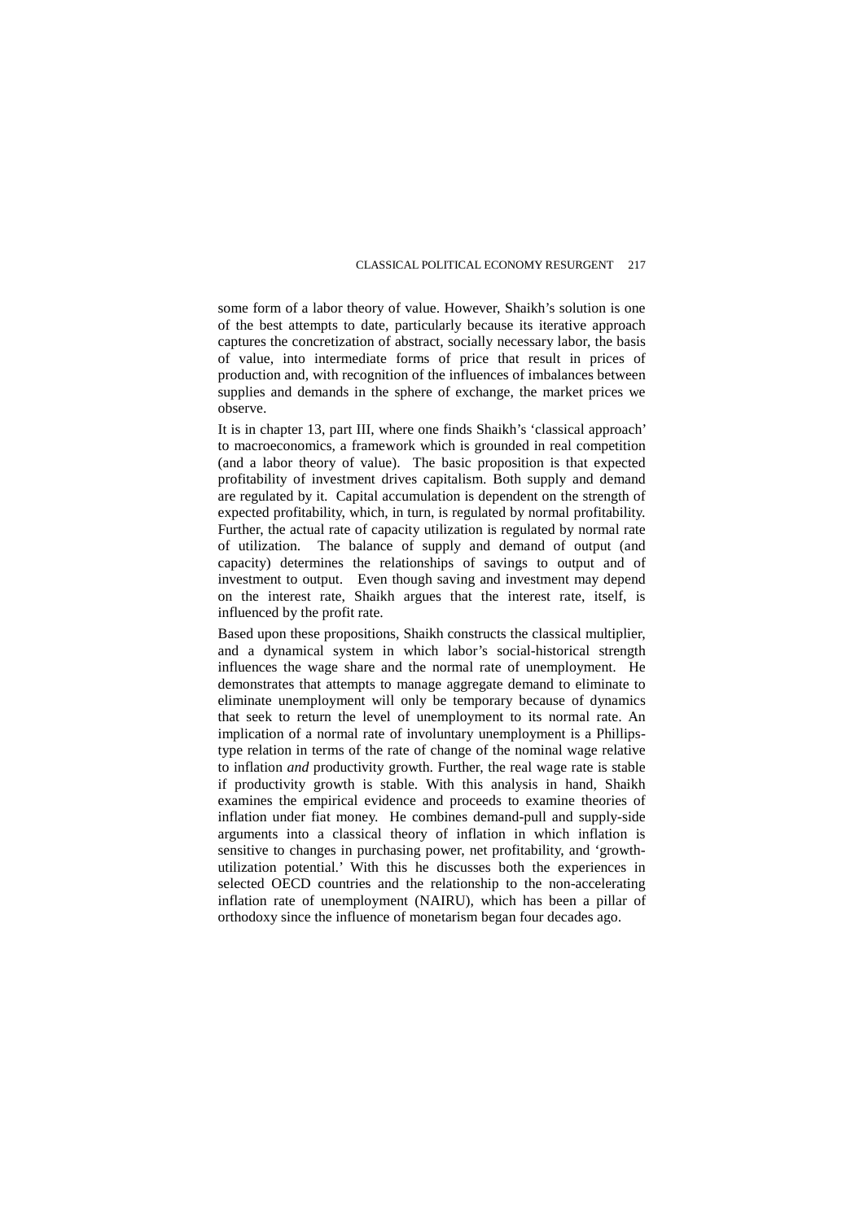some form of a labor theory of value. However, Shaikh's solution is one of the best attempts to date, particularly because its iterative approach captures the concretization of abstract, socially necessary labor, the basis of value, into intermediate forms of price that result in prices of production and, with recognition of the influences of imbalances between supplies and demands in the sphere of exchange, the market prices we observe.

It is in chapter 13, part III, where one finds Shaikh's 'classical approach' to macroeconomics, a framework which is grounded in real competition (and a labor theory of value). The basic proposition is that expected profitability of investment drives capitalism. Both supply and demand are regulated by it. Capital accumulation is dependent on the strength of expected profitability, which, in turn, is regulated by normal profitability. Further, the actual rate of capacity utilization is regulated by normal rate of utilization. The balance of supply and demand of output (and capacity) determines the relationships of savings to output and of investment to output. Even though saving and investment may depend on the interest rate, Shaikh argues that the interest rate, itself, is influenced by the profit rate.

Based upon these propositions, Shaikh constructs the classical multiplier, and a dynamical system in which labor's social-historical strength influences the wage share and the normal rate of unemployment. He demonstrates that attempts to manage aggregate demand to eliminate to eliminate unemployment will only be temporary because of dynamics that seek to return the level of unemployment to its normal rate. An implication of a normal rate of involuntary unemployment is a Phillips-type relation in terms of the rate of change of the nominal wage relative to inflation *and* productivity growth. Further, the real wage rate is stable if productivity growth is stable. With this analysis in hand, Shaikh examines the empirical evidence and proceeds to examine theories of inflation under fiat money. He combines demand-pull and supply-side arguments into a classical theory of inflation in which inflation is sensitive to changes in purchasing power, net profitability, and 'growth-utilization potential.' With this he discusses both the experiences in selected OECD countries and the relationship to the non-accelerating inflation rate of unemployment (NAIRU), which has been a pillar of orthodoxy since the influence of monetarism began four decades ago.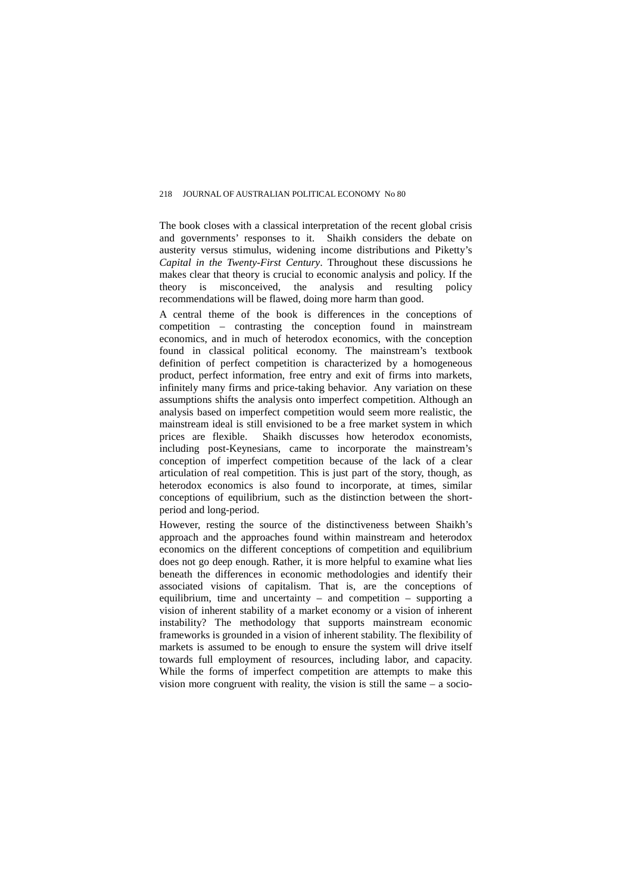The book closes with a classical interpretation of the recent global crisis and governments' responses to it. Shaikh considers the debate on austerity versus stimulus, widening income distributions and Piketty's *Capital in the Twenty-First Century*. Throughout these discussions he makes clear that theory is crucial to economic analysis and policy. If the theory is misconceived, the analysis and resulting policy recommendations will be flawed, doing more harm than good.

A central theme of the book is differences in the conceptions of competition – contrasting the conception found in mainstream economics, and in much of heterodox economics, with the conception found in classical political economy. The mainstream's textbook definition of perfect competition is characterized by a homogeneous product, perfect information, free entry and exit of firms into markets, infinitely many firms and price-taking behavior. Any variation on these assumptions shifts the analysis onto imperfect competition. Although an analysis based on imperfect competition would seem more realistic, the mainstream ideal is still envisioned to be a free market system in which prices are flexible. Shaikh discusses how heterodox economists, including post-Keynesians, came to incorporate the mainstream's conception of imperfect competition because of the lack of a clear articulation of real competition. This is just part of the story, though, as heterodox economics is also found to incorporate, at times, similar conceptions of equilibrium, such as the distinction between the short-period and long-period.

However, resting the source of the distinctiveness between Shaikh's approach and the approaches found within mainstream and heterodox economics on the different conceptions of competition and equilibrium does not go deep enough. Rather, it is more helpful to examine what lies beneath the differences in economic methodologies and identify their associated visions of capitalism. That is, are the conceptions of equilibrium, time and uncertainty – and competition – supporting a vision of inherent stability of a market economy or a vision of inherent instability? The methodology that supports mainstream economic frameworks is grounded in a vision of inherent stability. The flexibility of markets is assumed to be enough to ensure the system will drive itself towards full employment of resources, including labor, and capacity. While the forms of imperfect competition are attempts to make this vision more congruent with reality, the vision is still the same – a socio-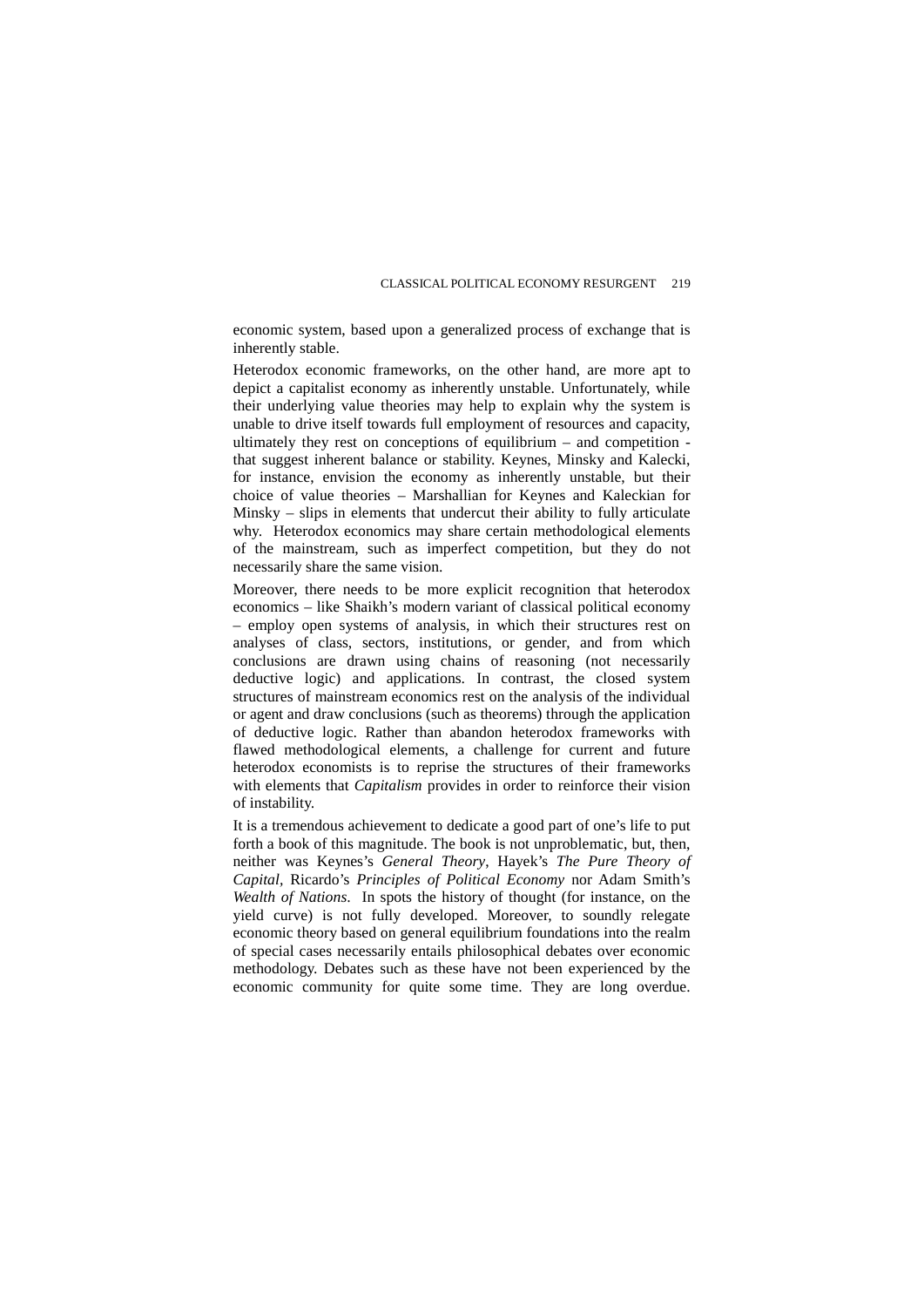economic system, based upon a generalized process of exchange that is inherently stable.

Heterodox economic frameworks, on the other hand, are more apt to depict a capitalist economy as inherently unstable. Unfortunately, while their underlying value theories may help to explain why the system is unable to drive itself towards full employment of resources and capacity, ultimately they rest on conceptions of equilibrium – and competition - that suggest inherent balance or stability. Keynes, Minsky and Kalecki, for instance, envision the economy as inherently unstable, but their choice of value theories – Marshallian for Keynes and Kaleckian for Minsky – slips in elements that undercut their ability to fully articulate why. Heterodox economics may share certain methodological elements of the mainstream, such as imperfect competition, but they do not necessarily share the same vision.

Moreover, there needs to be more explicit recognition that heterodox economics – like Shaikh's modern variant of classical political economy – employ open systems of analysis, in which their structures rest on analyses of class, sectors, institutions, or gender, and from which conclusions are drawn using chains of reasoning (not necessarily deductive logic) and applications. In contrast, the closed system structures of mainstream economics rest on the analysis of the individual or agent and draw conclusions (such as theorems) through the application of deductive logic. Rather than abandon heterodox frameworks with flawed methodological elements, a challenge for current and future heterodox economists is to reprise the structures of their frameworks with elements that *Capitalism* provides in order to reinforce their vision of instability.

It is a tremendous achievement to dedicate a good part of one's life to put forth a book of this magnitude. The book is not unproblematic, but, then, neither was Keynes's *General Theory*, Hayek's *The Pure Theory of Capital*, Ricardo's *Principles of Political Economy* nor Adam Smith's *Wealth of Nations*. In spots the history of thought (for instance, on the yield curve) is not fully developed. Moreover, to soundly relegate economic theory based on general equilibrium foundations into the realm of special cases necessarily entails philosophical debates over economic methodology. Debates such as these have not been experienced by the economic community for quite some time. They are long overdue.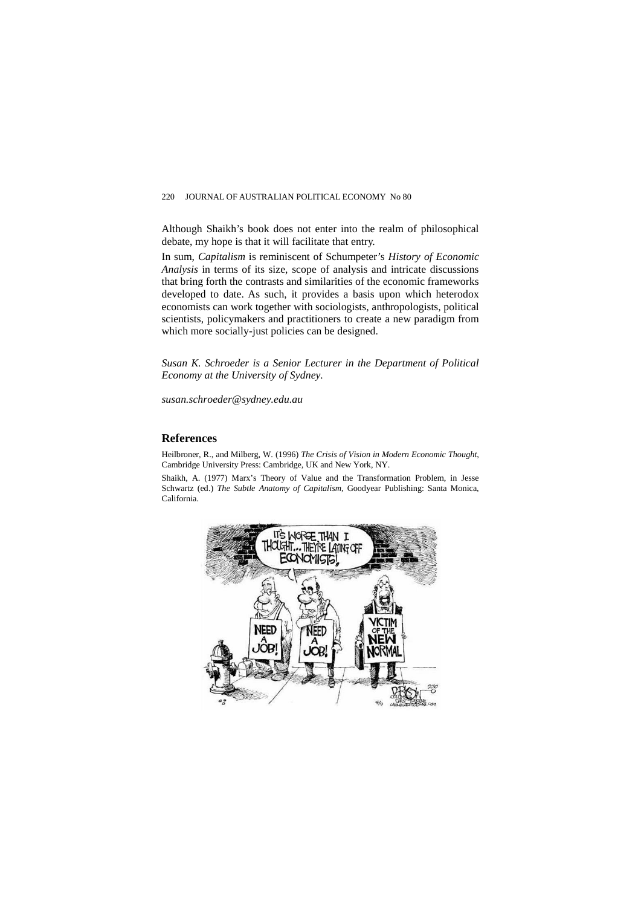Although Shaikh's book does not enter into the realm of philosophical debate, my hope is that it will facilitate that entry.

In sum, *Capitalism* is reminiscent of Schumpeter's *History of Economic Analysis* in terms of its size, scope of analysis and intricate discussions that bring forth the contrasts and similarities of the economic frameworks developed to date. As such, it provides a basis upon which heterodox economists can work together with sociologists, anthropologists, political scientists, policymakers and practitioners to create a new paradigm from which more socially-just policies can be designed.

*Susan K. Schroeder is a Senior Lecturer in the Department of Political Economy at the University of Sydney.*

*susan.schroeder@sydney.edu.au*

## References

Heilbroner, R., and Milberg, W. (1996) *The Crisis of Vision in Modern Economic Thought*, Cambridge University Press: Cambridge, UK and New York, NY.

Shaikh, A. (1977) Marx's Theory of Value and the Transformation Problem, in Jesse Schwartz (ed.) *The Subtle Anatomy of Capitalism*, Goodyear Publishing: Santa Monica, California.